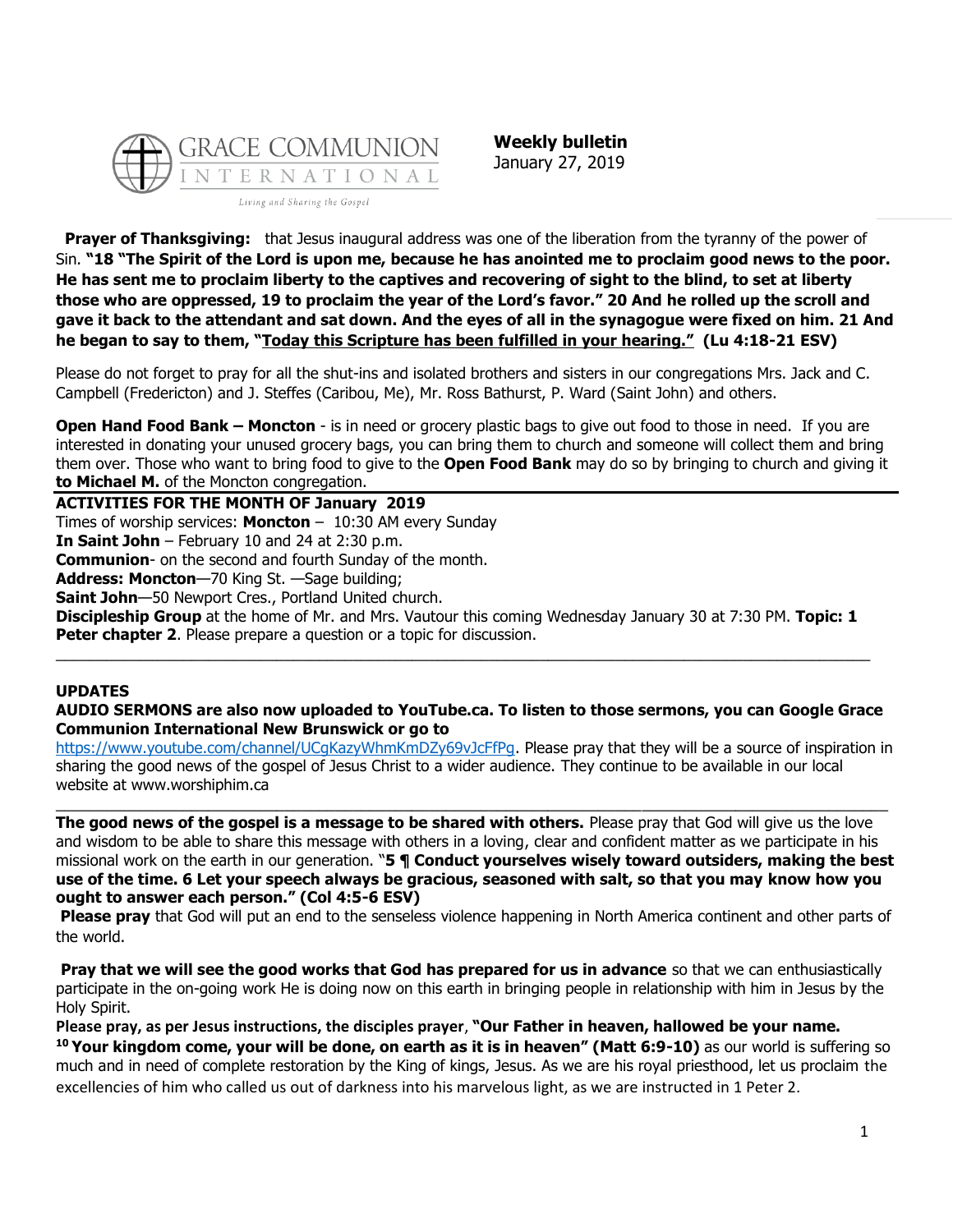GRACE COMMUNION INTERNATIONAL

*Living and Sharing the Gospel*

**Weekly bulletin**
January 27, 2019

**Prayer of Thanksgiving:** that Jesus inaugural address was one of the liberation from the tyranny of the power of Sin. **"18 "The Spirit of the Lord is upon me, because he has anointed me to proclaim good news to the poor. He has sent me to proclaim liberty to the captives and recovering of sight to the blind, to set at liberty those who are oppressed, 19 to proclaim the year of the Lord's favor." 20 And he rolled up the scroll and gave it back to the attendant and sat down. And the eyes of all in the synagogue were fixed on him. 21 And he began to say to them, "<u>Today this Scripture has been fulfilled in your hearing.</u>" (Lu 4:18-21 ESV)**

Please do not forget to pray for all the shut-ins and isolated brothers and sisters in our congregations Mrs. Jack and C. Campbell (Fredericton) and J. Steffes (Caribou, Me), Mr. Ross Bathurst, P. Ward (Saint John) and others.

**Open Hand Food Bank – Moncton** - is in need or grocery plastic bags to give out food to those in need. If you are interested in donating your unused grocery bags, you can bring them to church and someone will collect them and bring them over. Those who want to bring food to give to the **Open Food Bank** may do so by bringing to church and giving it **to Michael M.** of the Moncton congregation.

**ACTIVITIES FOR THE MONTH OF January 2019**

Times of worship services: **Moncton** – 10:30 AM every Sunday
**In Saint John** – February 10 and 24 at 2:30 p.m.
**Communion**- on the second and fourth Sunday of the month.
**Address: Moncton**—70 King St. —Sage building;
**Saint John**—50 Newport Cres., Portland United church.
**Discipleship Group** at the home of Mr. and Mrs. Vautour this coming Wednesday January 30 at 7:30 PM. **Topic: 1 Peter chapter 2**. Please prepare a question or a topic for discussion.

---

**UPDATES**

**AUDIO SERMONS are also now uploaded to YouTube.ca. To listen to those sermons, you can Google Grace Communion International New Brunswick or go to** https://www.youtube.com/channel/UCgKazyWhmKmDZy69vJcFfPg. Please pray that they will be a source of inspiration in sharing the good news of the gospel of Jesus Christ to a wider audience. They continue to be available in our local website at www.worshiphim.ca

---

**The good news of the gospel is a message to be shared with others.** Please pray that God will give us the love and wisdom to be able to share this message with others in a loving, clear and confident matter as we participate in his missional work on the earth in our generation. "**5 ¶ Conduct yourselves wisely toward outsiders, making the best use of the time. 6 Let your speech always be gracious, seasoned with salt, so that you may know how you ought to answer each person." (Col 4:5-6 ESV)**

**Please pray** that God will put an end to the senseless violence happening in North America continent and other parts of the world.

**Pray that we will see the good works that God has prepared for us in advance** so that we can enthusiastically participate in the on-going work He is doing now on this earth in bringing people in relationship with him in Jesus by the Holy Spirit.

**Please pray, as per Jesus instructions, the disciples prayer**, **"Our Father in heaven, hallowed be your name. [10] Your kingdom come, your will be done, on earth as it is in heaven" (Matt 6:9-10)** as our world is suffering so much and in need of complete restoration by the King of kings, Jesus. As we are his royal priesthood, let us proclaim the excellencies of him who called us out of darkness into his marvelous light, as we are instructed in 1 Peter 2.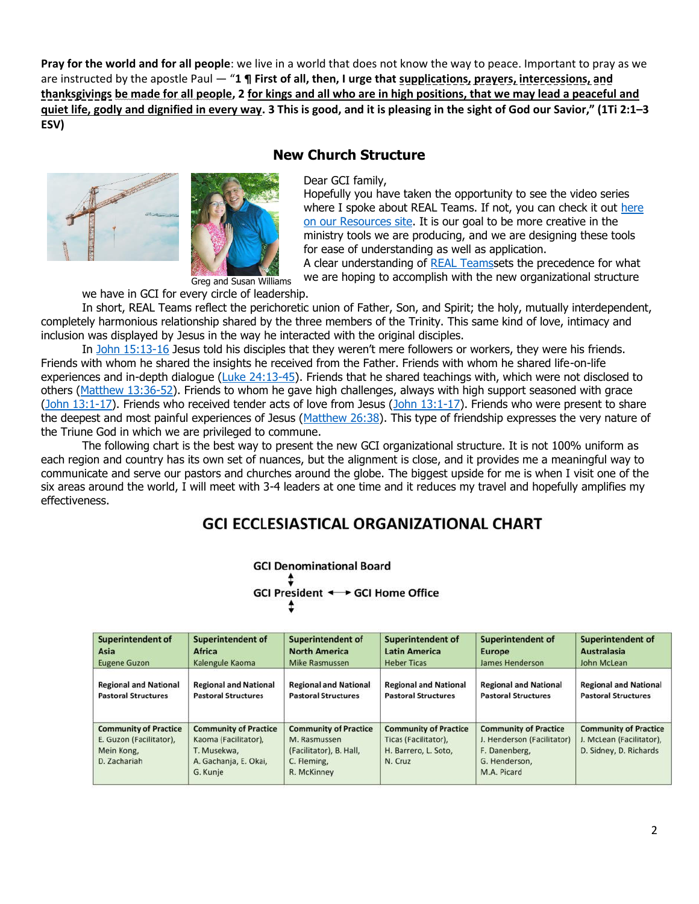**Pray for the world and for all people**: we live in a world that does not know the way to peace. Important to pray as we are instructed by the apostle Paul — "**1 ¶ First of all, then, I urge that supplications, prayers, intercessions, and thanksgivings be made for all people, 2 for kings and all who are in high positions, that we may lead a peaceful and quiet life, godly and dignified in every way. 3 This is good, and it is pleasing in the sight of God our Savior," (1Ti 2:1–3 ESV)**

## New Church Structure

Greg and Susan Williams

Dear GCI family,

Hopefully you have taken the opportunity to see the video series where I spoke about REAL Teams. If not, you can check it out here on our Resources site. It is our goal to be more creative in the ministry tools we are producing, and we are designing these tools for ease of understanding as well as application.

A clear understanding of REAL Teamssets the precedence for what we are hoping to accomplish with the new organizational structure we have in GCI for every circle of leadership.

In short, REAL Teams reflect the perichoretic union of Father, Son, and Spirit; the holy, mutually interdependent, completely harmonious relationship shared by the three members of the Trinity. This same kind of love, intimacy and inclusion was displayed by Jesus in the way he interacted with the original disciples.

In John 15:13-16 Jesus told his disciples that they weren't mere followers or workers, they were his friends. Friends with whom he shared the insights he received from the Father. Friends with whom he shared life-on-life experiences and in-depth dialogue (Luke 24:13-45). Friends that he shared teachings with, which were not disclosed to others (Matthew 13:36-52). Friends to whom he gave high challenges, always with high support seasoned with grace (John 13:1-17). Friends who received tender acts of love from Jesus (John 13:1-17). Friends who were present to share the deepest and most painful experiences of Jesus (Matthew 26:38). This type of friendship expresses the very nature of the Triune God in which we are privileged to commune.

The following chart is the best way to present the new GCI organizational structure. It is not 100% uniform as each region and country has its own set of nuances, but the alignment is close, and it provides me a meaningful way to communicate and serve our pastors and churches around the globe. The biggest upside for me is when I visit one of the six areas around the world, I will meet with 3-4 leaders at one time and it reduces my travel and hopefully amplifies my effectiveness.

## GCI ECCLESIASTICAL ORGANIZATIONAL CHART

**GCI Denominational Board**

↕

**GCI President** ⟷ **GCI Home Office**

↕

| **Superintendent of Asia** Eugene Guzon | **Superintendent of Africa** Kalengule Kaoma | **Superintendent of North America** Mike Rasmussen | **Superintendent of Latin America** Heber Ticas | **Superintendent of Europe** James Henderson | **Superintendent of Australasia** John McLean |
|---|---|---|---|---|---|
| **Regional and National Pastoral Structures** | **Regional and National Pastoral Structures** | **Regional and National Pastoral Structures** | **Regional and National Pastoral Structures** | **Regional and National Pastoral Structures** | **Regional and National Pastoral Structures** |
| **Community of Practice** E. Guzon (Facilitator), Mein Kong, D. Zachariah | **Community of Practice** Kaoma (Facilitator), T. Musekwa, A. Gachanja, E. Okai, G. Kunje | **Community of Practice** M. Rasmussen (Facilitator), B. Hall, C. Fleming, R. McKinney | **Community of Practice** Ticas (Facilitator), H. Barrero, L. Soto, N. Cruz | **Community of Practice** J. Henderson (Facilitator) F. Danenberg, G. Henderson, M.A. Picard | **Community of Practice** J. McLean (Facilitator), D. Sidney, D. Richards |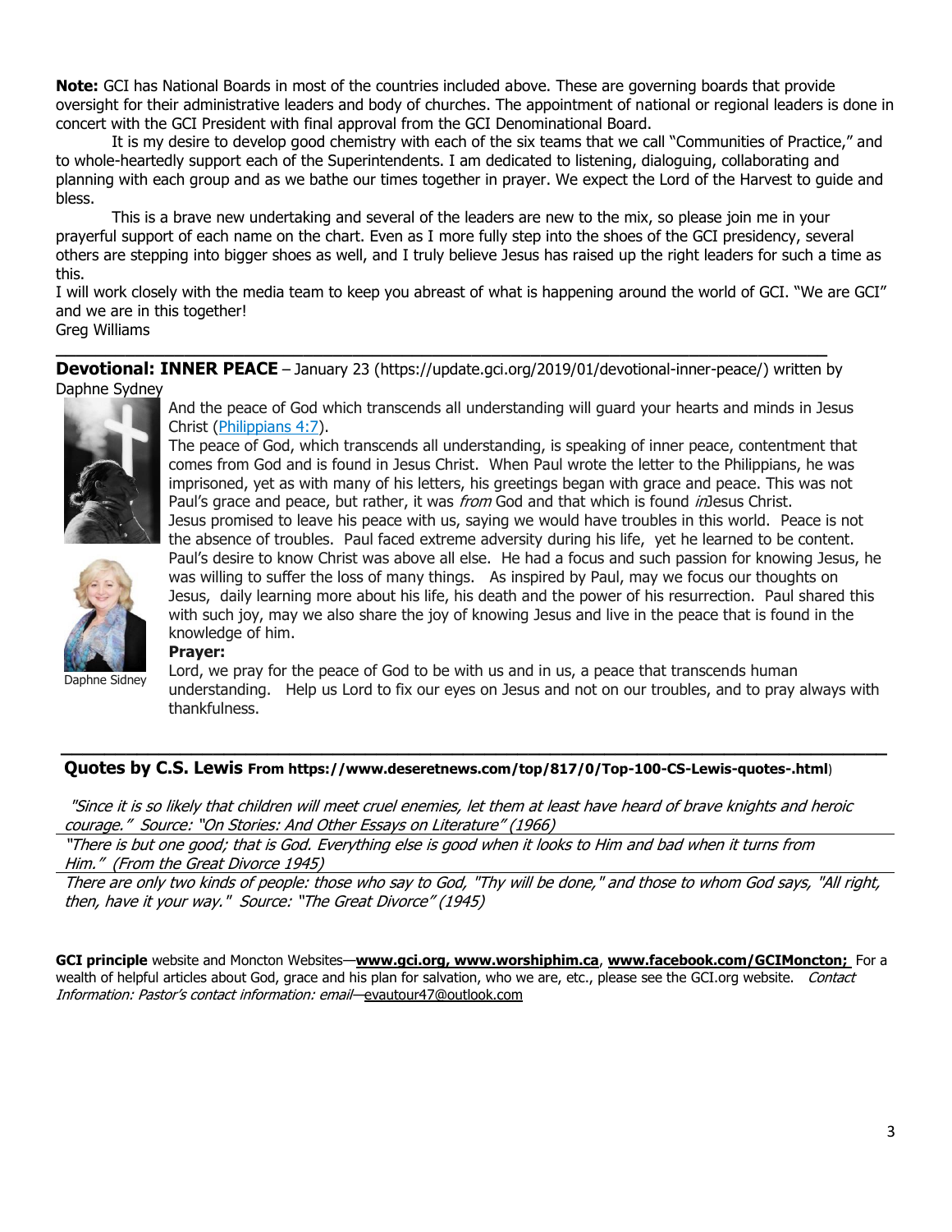**Note:** GCI has National Boards in most of the countries included above. These are governing boards that provide oversight for their administrative leaders and body of churches. The appointment of national or regional leaders is done in concert with the GCI President with final approval from the GCI Denominational Board.

It is my desire to develop good chemistry with each of the six teams that we call "Communities of Practice," and to whole-heartedly support each of the Superintendents. I am dedicated to listening, dialoguing, collaborating and planning with each group and as we bathe our times together in prayer. We expect the Lord of the Harvest to guide and bless.

This is a brave new undertaking and several of the leaders are new to the mix, so please join me in your prayerful support of each name on the chart. Even as I more fully step into the shoes of the GCI presidency, several others are stepping into bigger shoes as well, and I truly believe Jesus has raised up the right leaders for such a time as this.

I will work closely with the media team to keep you abreast of what is happening around the world of GCI. "We are GCI" and we are in this together!

Greg Williams

---

**Devotional: INNER PEACE** – January 23 (https://update.gci.org/2019/01/devotional-inner-peace/) written by Daphne Sydney

And the peace of God which transcends all understanding will guard your hearts and minds in Jesus Christ (Philippians 4:7).

The peace of God, which transcends all understanding, is speaking of inner peace, contentment that comes from God and is found in Jesus Christ. When Paul wrote the letter to the Philippians, he was imprisoned, yet as with many of his letters, his greetings began with grace and peace. This was not Paul's grace and peace, but rather, it was *from* God and that which is found *in*Jesus Christ.

Jesus promised to leave his peace with us, saying we would have troubles in this world. Peace is not the absence of troubles. Paul faced extreme adversity during his life, yet he learned to be content. Paul's desire to know Christ was above all else. He had a focus and such passion for knowing Jesus, he was willing to suffer the loss of many things. As inspired by Paul, may we focus our thoughts on Jesus, daily learning more about his life, his death and the power of his resurrection. Paul shared this with such joy, may we also share the joy of knowing Jesus and live in the peace that is found in the knowledge of him.

Daphne Sidney

**Prayer:**

Lord, we pray for the peace of God to be with us and in us, a peace that transcends human understanding. Help us Lord to fix our eyes on Jesus and not on our troubles, and to pray always with thankfulness.

---

**Quotes by C.S. Lewis From https://www.deseretnews.com/top/817/0/Top-100-CS-Lewis-quotes-.html**)

*"Since it is so likely that children will meet cruel enemies, let them at least have heard of brave knights and heroic courage." Source: "On Stories: And Other Essays on Literature" (1966)*

*"There is but one good; that is God. Everything else is good when it looks to Him and bad when it turns from Him." (From the Great Divorce 1945)*

*There are only two kinds of people: those who say to God, "Thy will be done," and those to whom God says, "All right, then, have it your way." Source: "The Great Divorce" (1945)*

**GCI principle** website and Moncton Websites—**www.gci.org, www.worshiphim.ca**, **www.facebook.com/GCIMoncton;** For a wealth of helpful articles about God, grace and his plan for salvation, who we are, etc., please see the GCI.org website. *Contact Information: Pastor's contact information: email*—evautour47@outlook.com